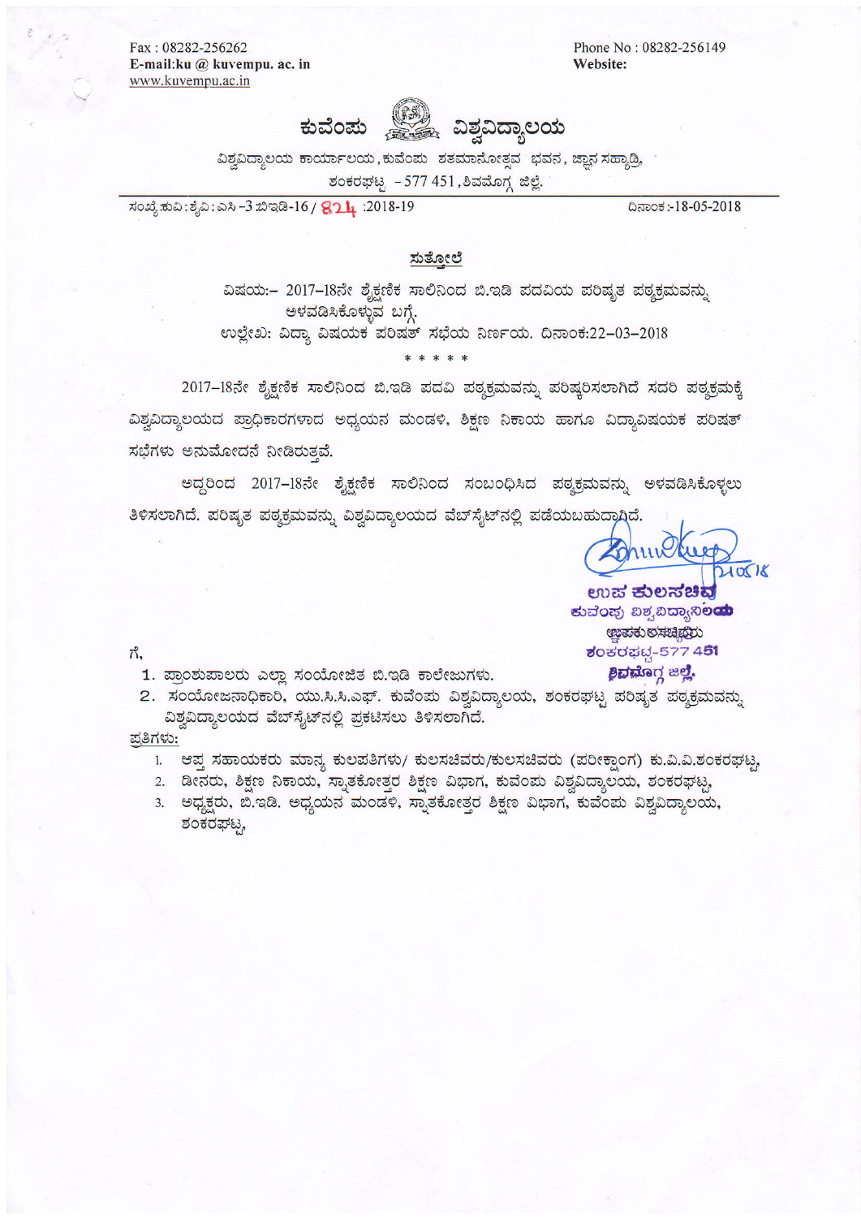Fax : 08282-256262
E-mail:ku @ kuvempu. ac. in
www.kuvempu.ac.in

Phone No : 08282-256149
Website:

# ಕುವೆಂಪು ವಿಶ್ವವಿದ್ಯಾಲಯ

ವಿಶ್ವವಿದ್ಯಾಲಯ ಕಾರ್ಯಾಲಯ, ಕುವೆಂಪು ಶತಮಾನೋತ್ಸವ ಭವನ, ಜ್ಞಾನ ಸಹ್ಯಾದ್ರಿ,
ಶಂಕರಘಟ್ಟ - 577 451, ಶಿವಮೊಗ್ಗ ಜಿಲ್ಲೆ.

ಸಂಖ್ಯೆ:ಕುವಿ:ಶೈವಿ:ಎಸಿ-3 ಬಿಇಡಿ-16 / 824 :2018-19

ದಿನಾಂಕ:-18-05-2018

## ಸುತ್ತೋಲೆ

ವಿಷಯ:- 2017-18ನೇ ಶೈಕ್ಷಣಿಕ ಸಾಲಿನಿಂದ ಬಿ.ಇಡಿ ಪದವಿಯ ಪರಿಷ್ಕೃತ ಪಠ್ಯಕ್ರಮವನ್ನು ಅಳವಡಿಸಿಕೊಳ್ಳುವ ಬಗ್ಗೆ.

ಉಲ್ಲೇಖ: ವಿದ್ಯಾ ವಿಷಯಕ ಪರಿಷತ್ ಸಭೆಯ ನಿರ್ಣಯ. ದಿನಾಂಕ:22-03-2018

\* \* \* \* \*

2017-18ನೇ ಶೈಕ್ಷಣಿಕ ಸಾಲಿನಿಂದ ಬಿ.ಇಡಿ ಪದವಿ ಪಠ್ಯಕ್ರಮವನ್ನು ಪರಿಷ್ಕರಿಸಲಾಗಿದೆ ಸದರಿ ಪಠ್ಯಕ್ರಮಕ್ಕೆ ವಿಶ್ವವಿದ್ಯಾಲಯದ ಪ್ರಾಧಿಕಾರಗಳಾದ ಅಧ್ಯಯನ ಮಂಡಳಿ, ಶಿಕ್ಷಣ ನಿಕಾಯ ಹಾಗೂ ವಿದ್ಯಾವಿಷಯಕ ಪರಿಷತ್ ಸಭೆಗಳು ಅನುಮೋದನೆ ನೀಡಿರುತ್ತವೆ.

ಅದ್ದರಿಂದ 2017-18ನೇ ಶೈಕ್ಷಣಿಕ ಸಾಲಿನಿಂದ ಸಂಬಂಧಿಸಿದ ಪಠ್ಯಕ್ರಮವನ್ನು ಅಳವಡಿಸಿಕೊಳ್ಳಲು ತಿಳಿಸಲಾಗಿದೆ. ಪರಿಷ್ಕೃತ ಪಠ್ಯಕ್ರಮವನ್ನು ವಿಶ್ವವಿದ್ಯಾಲಯದ ವೆಬ್‌ಸೈಟ್‌ನಲ್ಲಿ ಪಡೆಯಬಹುದಾಗಿದೆ.

21/05/18

ಉಪ ಕುಲಸಚಿವ
ಕುವೆಂಪು ವಿಶ್ವವಿದ್ಯಾನಿಲಯ
ಜ್ಞಾನಸಹ್ಯಾದ್ರಿ
ಶಂಕರಘಟ್ಟ-577 451
ಶಿವಮೊಗ್ಗ ಜಿಲ್ಲೆ.

ಗೆ,

1. ಪ್ರಾಂಶುಪಾಲರು ಎಲ್ಲಾ ಸಂಯೋಜಿತ ಬಿ.ಇಡಿ ಕಾಲೇಜುಗಳು.
2. ಸಂಯೋಜನಾಧಿಕಾರಿ, ಯು.ಸಿ.ಸಿ.ಎಫ್. ಕುವೆಂಪು ವಿಶ್ವವಿದ್ಯಾಲಯ, ಶಂಕರಘಟ್ಟ ಪರಿಷ್ಕೃತ ಪಠ್ಯಕ್ರಮವನ್ನು ವಿಶ್ವವಿದ್ಯಾಲಯದ ವೆಬ್‌ಸೈಟ್‌ನಲ್ಲಿ ಪ್ರಕಟಿಸಲು ತಿಳಿಸಲಾಗಿದೆ.

ಪ್ರತಿಗಳು:

1. ಆಪ್ತ ಸಹಾಯಕರು ಮಾನ್ಯ ಕುಲಪತಿಗಳು/ ಕುಲಸಚಿವರು/ಕುಲಸಚಿವರು (ಪರೀಕ್ಷಾಂಗ) ಕು.ವಿ.ವಿ.ಶಂಕರಘಟ್ಟ,
2. ಡೀನರು, ಶಿಕ್ಷಣ ನಿಕಾಯ, ಸ್ನಾತಕೋತ್ತರ ಶಿಕ್ಷಣ ವಿಭಾಗ, ಕುವೆಂಪು ವಿಶ್ವವಿದ್ಯಾಲಯ, ಶಂಕರಘಟ್ಟ,
3. ಅಧ್ಯಕ್ಷರು, ಬಿ.ಇಡಿ. ಅಧ್ಯಯನ ಮಂಡಳಿ, ಸ್ನಾತಕೋತ್ತರ ಶಿಕ್ಷಣ ವಿಭಾಗ, ಕುವೆಂಪು ವಿಶ್ವವಿದ್ಯಾಲಯ, ಶಂಕರಘಟ್ಟ,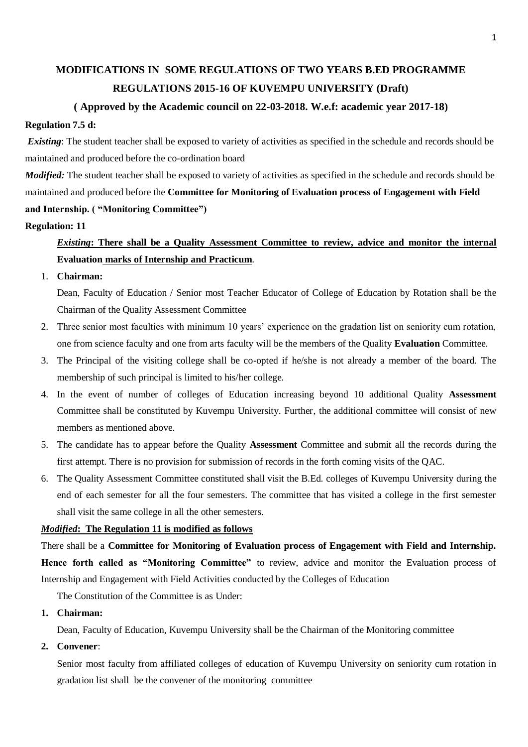# MODIFICATIONS IN SOME REGULATIONS OF TWO YEARS B.ED PROGRAMME REGULATIONS 2015-16 OF KUVEMPU UNIVERSITY (Draft)

### ( Approved by the Academic council on 22-03-2018. W.e.f: academic year 2017-18)

**Regulation 7.5 d:**

***Existing***: The student teacher shall be exposed to variety of activities as specified in the schedule and records should be maintained and produced before the co-ordination board

***Modified:*** The student teacher shall be exposed to variety of activities as specified in the schedule and records should be maintained and produced before the **Committee for Monitoring of Evaluation process of Engagement with Field and Internship. ( "Monitoring Committee")**

**Regulation: 11**

***Existing*: There shall be a Quality Assessment Committee to review, advice and monitor the internal Evaluation marks of Internship and Practicum**.

1. **Chairman:**

   Dean, Faculty of Education / Senior most Teacher Educator of College of Education by Rotation shall be the Chairman of the Quality Assessment Committee

2. Three senior most faculties with minimum 10 years' experience on the gradation list on seniority cum rotation, one from science faculty and one from arts faculty will be the members of the Quality **Evaluation** Committee.
3. The Principal of the visiting college shall be co-opted if he/she is not already a member of the board. The membership of such principal is limited to his/her college.
4. In the event of number of colleges of Education increasing beyond 10 additional Quality **Assessment** Committee shall be constituted by Kuvempu University. Further, the additional committee will consist of new members as mentioned above.
5. The candidate has to appear before the Quality **Assessment** Committee and submit all the records during the first attempt. There is no provision for submission of records in the forth coming visits of the QAC.
6. The Quality Assessment Committee constituted shall visit the B.Ed. colleges of Kuvempu University during the end of each semester for all the four semesters. The committee that has visited a college in the first semester shall visit the same college in all the other semesters.

***Modified*: The Regulation 11 is modified as follows**

There shall be a **Committee for Monitoring of Evaluation process of Engagement with Field and Internship. Hence forth called as "Monitoring Committee"** to review, advice and monitor the Evaluation process of Internship and Engagement with Field Activities conducted by the Colleges of Education

The Constitution of the Committee is as Under:

1. **Chairman:**

   Dean, Faculty of Education, Kuvempu University shall be the Chairman of the Monitoring committee

2. **Convener**:

   Senior most faculty from affiliated colleges of education of Kuvempu University on seniority cum rotation in gradation list shall be the convener of the monitoring committee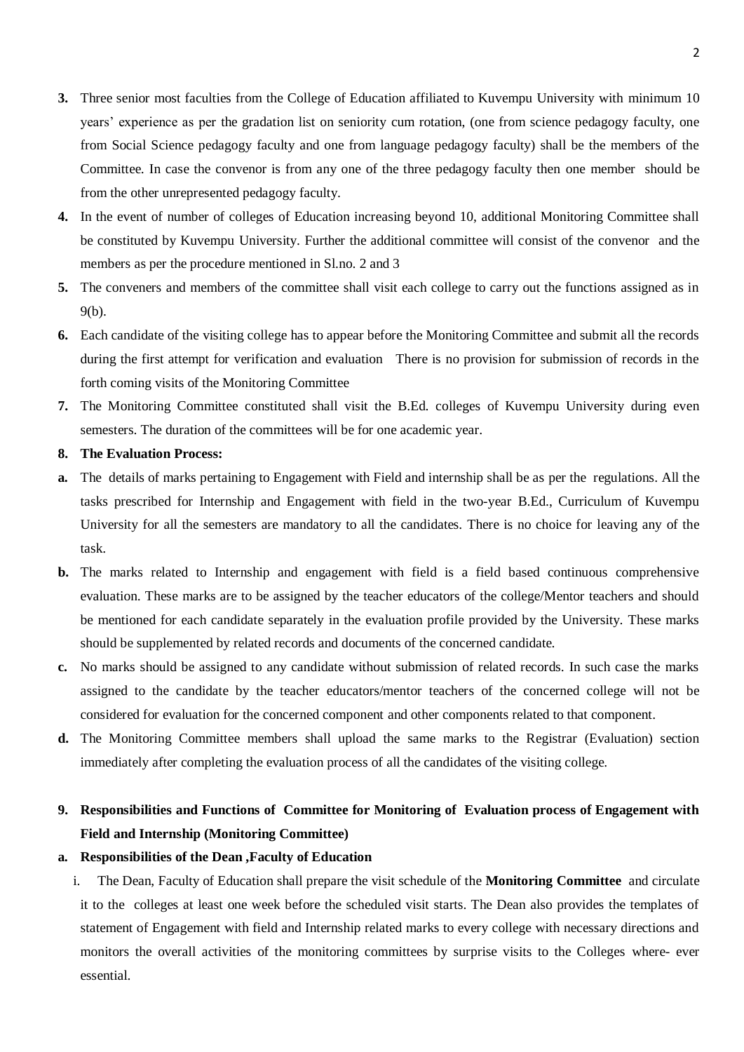3. Three senior most faculties from the College of Education affiliated to Kuvempu University with minimum 10 years' experience as per the gradation list on seniority cum rotation, (one from science pedagogy faculty, one from Social Science pedagogy faculty and one from language pedagogy faculty) shall be the members of the Committee. In case the convenor is from any one of the three pedagogy faculty then one member should be from the other unrepresented pedagogy faculty.
4. In the event of number of colleges of Education increasing beyond 10, additional Monitoring Committee shall be constituted by Kuvempu University. Further the additional committee will consist of the convenor and the members as per the procedure mentioned in Sl.no. 2 and 3
5. The conveners and members of the committee shall visit each college to carry out the functions assigned as in 9(b).
6. Each candidate of the visiting college has to appear before the Monitoring Committee and submit all the records during the first attempt for verification and evaluation There is no provision for submission of records in the forth coming visits of the Monitoring Committee
7. The Monitoring Committee constituted shall visit the B.Ed. colleges of Kuvempu University during even semesters. The duration of the committees will be for one academic year.
8. **The Evaluation Process:**

a. The details of marks pertaining to Engagement with Field and internship shall be as per the regulations. All the tasks prescribed for Internship and Engagement with field in the two-year B.Ed., Curriculum of Kuvempu University for all the semesters are mandatory to all the candidates. There is no choice for leaving any of the task.

b. The marks related to Internship and engagement with field is a field based continuous comprehensive evaluation. These marks are to be assigned by the teacher educators of the college/Mentor teachers and should be mentioned for each candidate separately in the evaluation profile provided by the University. These marks should be supplemented by related records and documents of the concerned candidate.

c. No marks should be assigned to any candidate without submission of related records. In such case the marks assigned to the candidate by the teacher educators/mentor teachers of the concerned college will not be considered for evaluation for the concerned component and other components related to that component.

d. The Monitoring Committee members shall upload the same marks to the Registrar (Evaluation) section immediately after completing the evaluation process of all the candidates of the visiting college.

9. **Responsibilities and Functions of Committee for Monitoring of Evaluation process of Engagement with Field and Internship (Monitoring Committee)**

a. **Responsibilities of the Dean ,Faculty of Education**

i. The Dean, Faculty of Education shall prepare the visit schedule of the **Monitoring Committee** and circulate it to the colleges at least one week before the scheduled visit starts. The Dean also provides the templates of statement of Engagement with field and Internship related marks to every college with necessary directions and monitors the overall activities of the monitoring committees by surprise visits to the Colleges where- ever essential.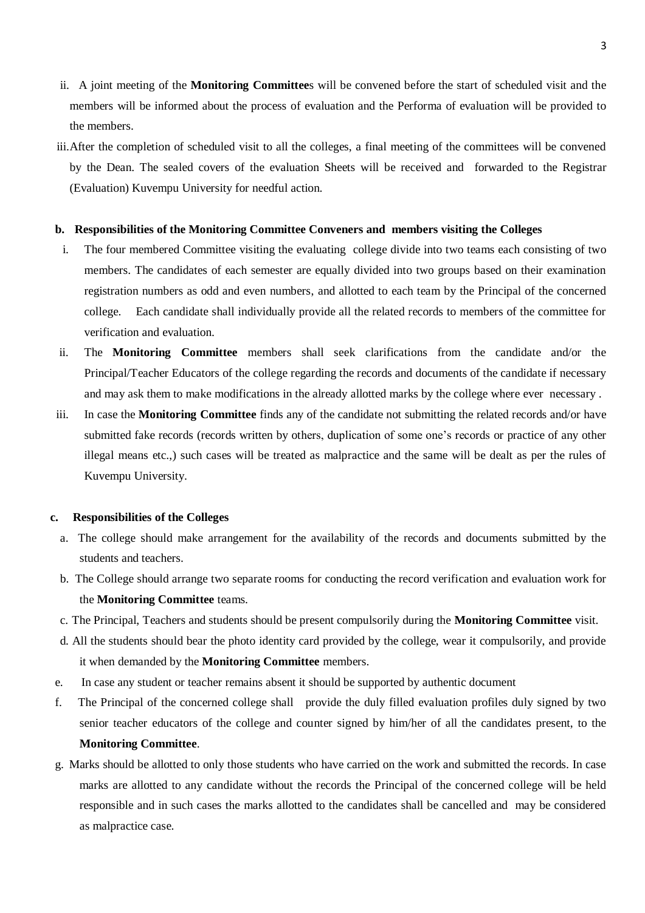ii. A joint meeting of the **Monitoring Committee**s will be convened before the start of scheduled visit and the members will be informed about the process of evaluation and the Performa of evaluation will be provided to the members.

iii. After the completion of scheduled visit to all the colleges, a final meeting of the committees will be convened by the Dean. The sealed covers of the evaluation Sheets will be received and forwarded to the Registrar (Evaluation) Kuvempu University for needful action.

**b. Responsibilities of the Monitoring Committee Conveners and members visiting the Colleges**

i. The four membered Committee visiting the evaluating college divide into two teams each consisting of two members. The candidates of each semester are equally divided into two groups based on their examination registration numbers as odd and even numbers, and allotted to each team by the Principal of the concerned college. Each candidate shall individually provide all the related records to members of the committee for verification and evaluation.

ii. The **Monitoring Committee** members shall seek clarifications from the candidate and/or the Principal/Teacher Educators of the college regarding the records and documents of the candidate if necessary and may ask them to make modifications in the already allotted marks by the college where ever necessary .

iii. In case the **Monitoring Committee** finds any of the candidate not submitting the related records and/or have submitted fake records (records written by others, duplication of some one's records or practice of any other illegal means etc.,) such cases will be treated as malpractice and the same will be dealt as per the rules of Kuvempu University.

**c. Responsibilities of the Colleges**

a. The college should make arrangement for the availability of the records and documents submitted by the students and teachers.

b. The College should arrange two separate rooms for conducting the record verification and evaluation work for the **Monitoring Committee** teams.

c. The Principal, Teachers and students should be present compulsorily during the **Monitoring Committee** visit.

d. All the students should bear the photo identity card provided by the college, wear it compulsorily, and provide it when demanded by the **Monitoring Committee** members.

e. In case any student or teacher remains absent it should be supported by authentic document

f. The Principal of the concerned college shall provide the duly filled evaluation profiles duly signed by two senior teacher educators of the college and counter signed by him/her of all the candidates present, to the **Monitoring Committee**.

g. Marks should be allotted to only those students who have carried on the work and submitted the records. In case marks are allotted to any candidate without the records the Principal of the concerned college will be held responsible and in such cases the marks allotted to the candidates shall be cancelled and may be considered as malpractice case.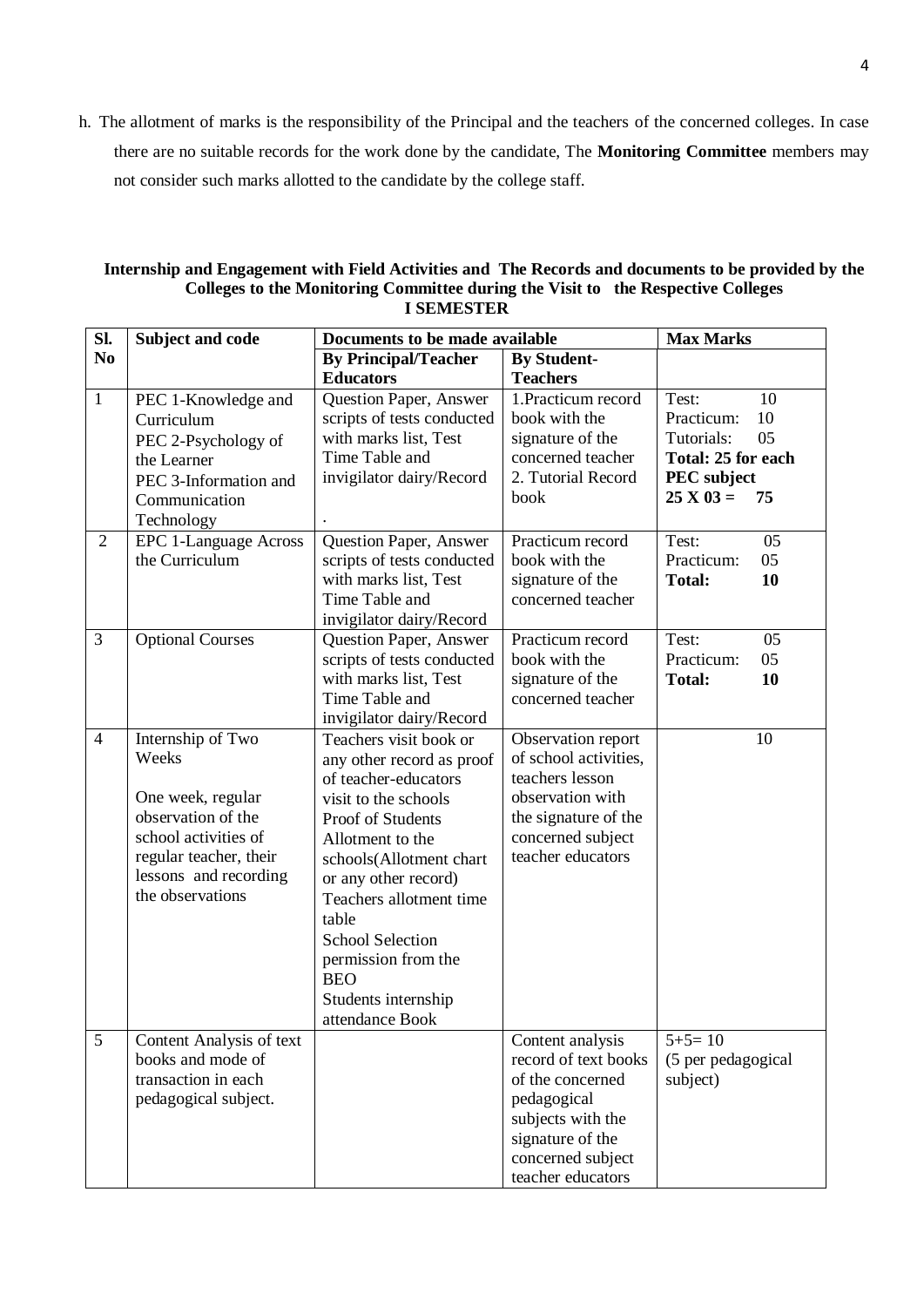h. The allotment of marks is the responsibility of the Principal and the teachers of the concerned colleges. In case there are no suitable records for the work done by the candidate, The **Monitoring Committee** members may not consider such marks allotted to the candidate by the college staff.

**Internship and Engagement with Field Activities and The Records and documents to be provided by the Colleges to the Monitoring Committee during the Visit to the Respective Colleges**
**I SEMESTER**

| Sl. No | Subject and code | Documents to be made available | | Max Marks |
|---|---|---|---|---|
| | | **By Principal/Teacher Educators** | **By Student-Teachers** | |
| 1 | PEC 1-Knowledge and Curriculum<br>PEC 2-Psychology of the Learner<br>PEC 3-Information and Communication Technology | Question Paper, Answer scripts of tests conducted with marks list, Test Time Table and invigilator dairy/Record<br>. | 1.Practicum record book with the signature of the concerned teacher<br>2. Tutorial Record book | Test: 10<br>Practicum: 10<br>Tutorials: 05<br>**Total: 25 for each PEC subject**<br>**25 X 03 = 75** |
| 2 | EPC 1-Language Across the Curriculum | Question Paper, Answer scripts of tests conducted with marks list, Test Time Table and invigilator dairy/Record | Practicum record book with the signature of the concerned teacher | Test: 05<br>Practicum: 05<br>**Total: 10** |
| 3 | Optional Courses | Question Paper, Answer scripts of tests conducted with marks list, Test Time Table and invigilator dairy/Record | Practicum record book with the signature of the concerned teacher | Test: 05<br>Practicum: 05<br>**Total: 10** |
| 4 | Internship of Two Weeks<br><br>One week, regular observation of the school activities of regular teacher, their lessons and recording the observations | Teachers visit book or any other record as proof of teacher-educators visit to the schools<br>Proof of Students Allotment to the schools(Allotment chart or any other record)<br>Teachers allotment time table<br>School Selection permission from the BEO<br>Students internship attendance Book | Observation report of school activities, teachers lesson observation with the signature of the concerned subject teacher educators | 10 |
| 5 | Content Analysis of text books and mode of transaction in each pedagogical subject. | | Content analysis record of text books of the concerned pedagogical subjects with the signature of the concerned subject teacher educators | 5+5= 10<br>(5 per pedagogical subject) |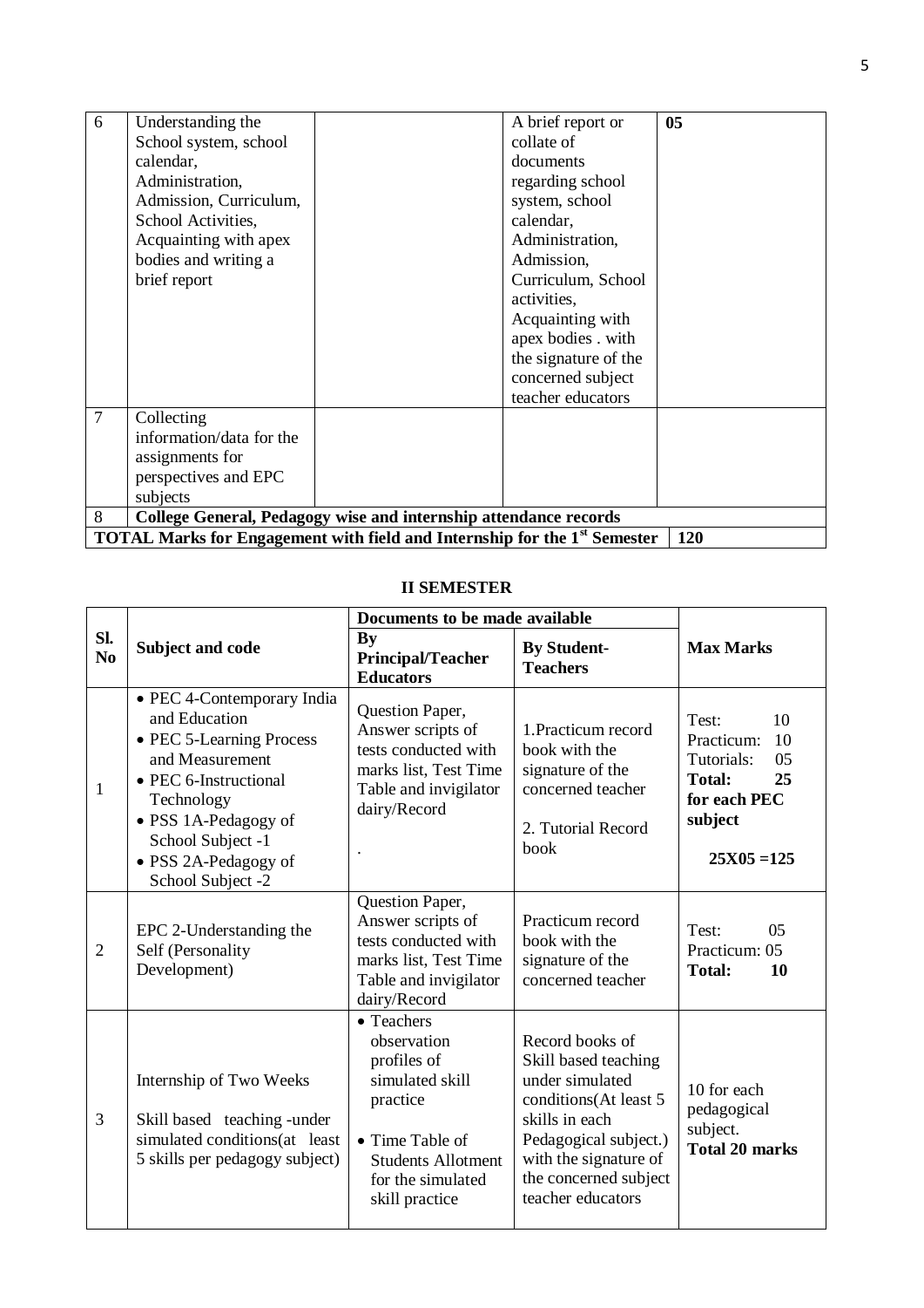| | | | | |
|---|---|---|---|---|
| 6 | Understanding the School system, school calendar, Administration, Admission, Curriculum, School Activities, Acquainting with apex bodies and writing a brief report | | A brief report or collate of documents regarding school system, school calendar, Administration, Admission, Curriculum, School activities, Acquainting with apex bodies . with the signature of the concerned subject teacher educators | **05** |
| 7 | Collecting information/data for the assignments for perspectives and EPC subjects | | | |
| 8 | **College General, Pedagogy wise and internship attendance records** | | | |
| | **TOTAL Marks for Engagement with field and Internship for the 1st Semester** | | | **120** |

## II SEMESTER

| Sl. No | Subject and code | Documents to be made available | | Max Marks |
|---|---|---|---|---|
| | | **By Principal/Teacher Educators** | **By Student-Teachers** | |
| 1 | • PEC 4-Contemporary India and Education<br>• PEC 5-Learning Process and Measurement<br>• PEC 6-Instructional Technology<br>• PSS 1A-Pedagogy of School Subject -1<br>• PSS 2A-Pedagogy of School Subject -2 | Question Paper, Answer scripts of tests conducted with marks list, Test Time Table and invigilator dairy/Record<br>. | 1.Practicum record book with the signature of the concerned teacher<br>2. Tutorial Record book | Test: 10<br>Practicum: 10<br>Tutorials: 05<br>**Total: 25**<br>**for each PEC subject**<br>**25X05 =125** |
| 2 | EPC 2-Understanding the Self (Personality Development) | Question Paper, Answer scripts of tests conducted with marks list, Test Time Table and invigilator dairy/Record | Practicum record book with the signature of the concerned teacher | Test: 05<br>Practicum: 05<br>**Total: 10** |
| 3 | Internship of Two Weeks<br>Skill based teaching -under simulated conditions(at least 5 skills per pedagogy subject) | • Teachers observation profiles of simulated skill practice<br>• Time Table of Students Allotment for the simulated skill practice | Record books of Skill based teaching under simulated conditions(At least 5 skills in each Pedagogical subject.) with the signature of the concerned subject teacher educators | 10 for each pedagogical subject.<br>**Total 20 marks** |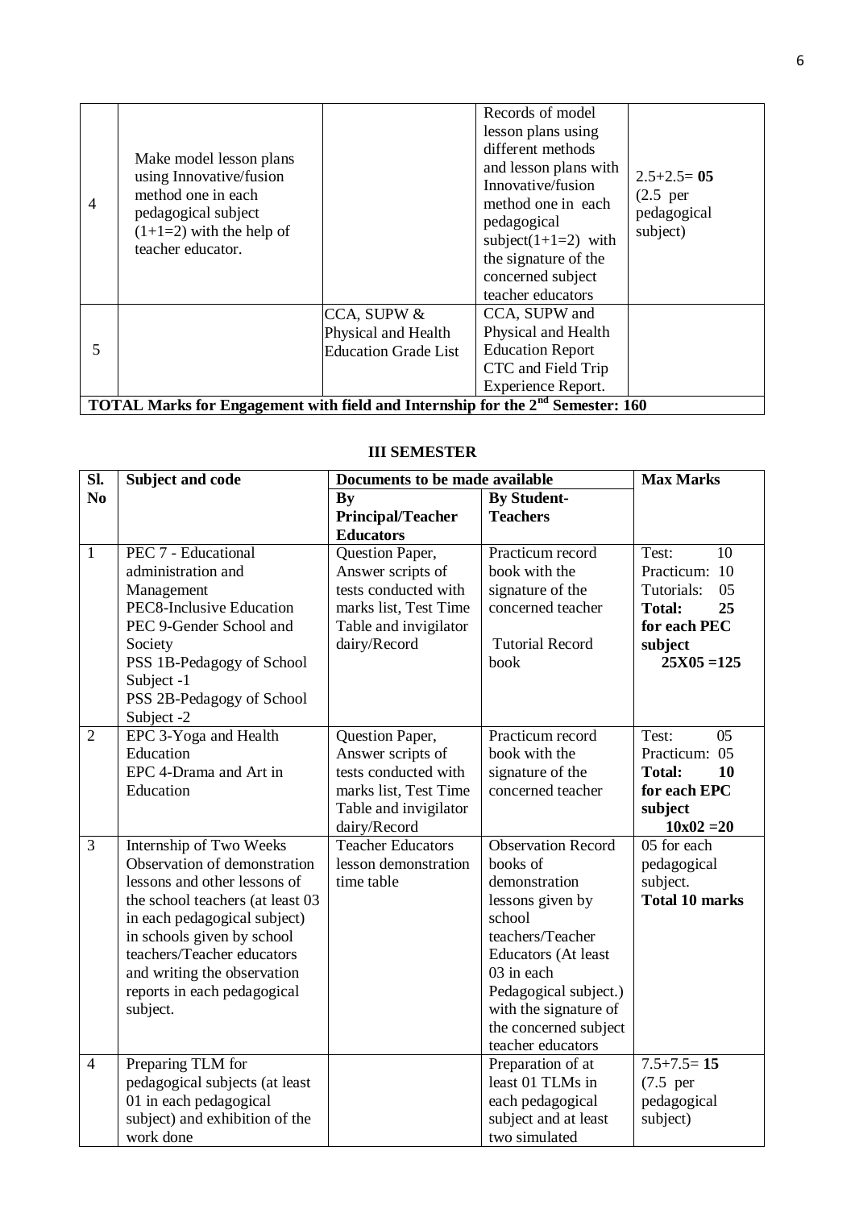| | | | | |
|---|---|---|---|---|
| 4 | Make model lesson plans using Innovative/fusion method one in each pedagogical subject (1+1=2) with the help of teacher educator. | | Records of model lesson plans using different methods and lesson plans with Innovative/fusion method one in each pedagogical subject(1+1=2) with the signature of the concerned subject teacher educators | 2.5+2.5= **05** (2.5 per pedagogical subject) |
| 5 | | CCA, SUPW & Physical and Health Education Grade List | CCA, SUPW and Physical and Health Education Report CTC and Field Trip Experience Report. | |
| **TOTAL Marks for Engagement with field and Internship for the 2nd Semester: 160** | | | | |

### III SEMESTER

| Sl. No | Subject and code | Documents to be made available | | Max Marks |
|---|---|---|---|---|
| | | **By Principal/Teacher Educators** | **By Student-Teachers** | |
| 1 | PEC 7 - Educational administration and Management<br>PEC8-Inclusive Education<br>PEC 9-Gender School and Society<br>PSS 1B-Pedagogy of School Subject -1<br>PSS 2B-Pedagogy of School Subject -2 | Question Paper, Answer scripts of tests conducted with marks list, Test Time Table and invigilator dairy/Record | Practicum record book with the signature of the concerned teacher<br><br>Tutorial Record book | Test: 10<br>Practicum: 10<br>Tutorials: 05<br>**Total: 25**<br>**for each PEC subject**<br>**25X05 =125** |
| 2 | EPC 3-Yoga and Health Education<br>EPC 4-Drama and Art in Education | Question Paper, Answer scripts of tests conducted with marks list, Test Time Table and invigilator dairy/Record | Practicum record book with the signature of the concerned teacher | Test: 05<br>Practicum: 05<br>**Total: 10**<br>**for each EPC subject**<br>**10x02 =20** |
| 3 | Internship of Two Weeks Observation of demonstration lessons and other lessons of the school teachers (at least 03 in each pedagogical subject) in schools given by school teachers/Teacher educators and writing the observation reports in each pedagogical subject. | Teacher Educators lesson demonstration time table | Observation Record books of demonstration lessons given by school teachers/Teacher Educators (At least 03 in each Pedagogical subject.) with the signature of the concerned subject teacher educators | 05 for each pedagogical subject.<br>**Total 10 marks** |
| 4 | Preparing TLM for pedagogical subjects (at least 01 in each pedagogical subject) and exhibition of the work done | | Preparation of at least 01 TLMs in each pedagogical subject and at least two simulated | 7.5+7.5= **15** (7.5 per pedagogical subject) |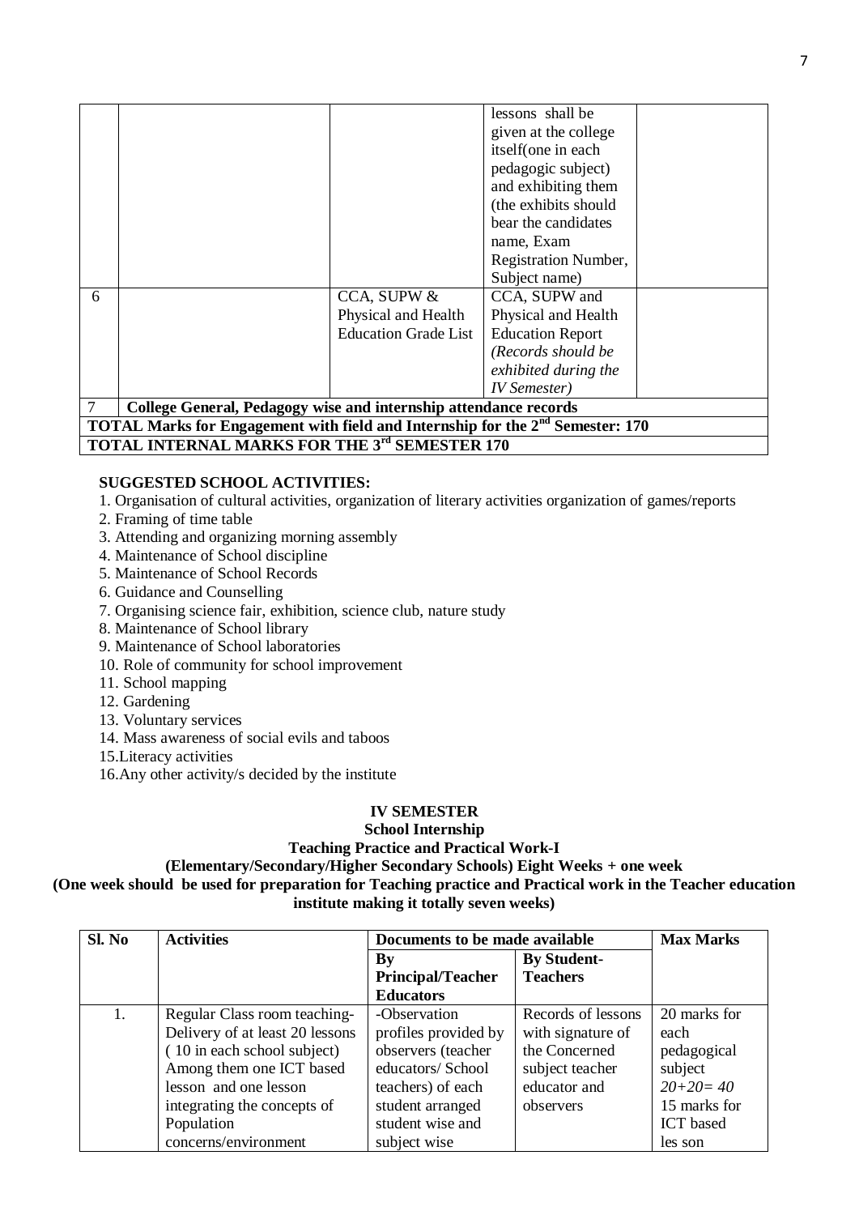| | | | | |
|---|---|---|---|---|
| | | | lessons shall be given at the college itself(one in each pedagogic subject) and exhibiting them (the exhibits should bear the candidates name, Exam Registration Number, Subject name) | |
| 6 | | CCA, SUPW & Physical and Health Education Grade List | CCA, SUPW and Physical and Health Education Report *(Records should be exhibited during the IV Semester)* | |
| 7 | **College General, Pedagogy wise and internship attendance records** | | | |
| **TOTAL Marks for Engagement with field and Internship for the 2nd Semester: 170** | | | | |
| **TOTAL INTERNAL MARKS FOR THE 3rd SEMESTER 170** | | | | |

**SUGGESTED SCHOOL ACTIVITIES:**

1. Organisation of cultural activities, organization of literary activities organization of games/reports
2. Framing of time table
3. Attending and organizing morning assembly
4. Maintenance of School discipline
5. Maintenance of School Records
6. Guidance and Counselling
7. Organising science fair, exhibition, science club, nature study
8. Maintenance of School library
9. Maintenance of School laboratories
10. Role of community for school improvement
11. School mapping
12. Gardening
13. Voluntary services
14. Mass awareness of social evils and taboos
15. Literacy activities
16. Any other activity/s decided by the institute

## IV SEMESTER

### School Internship

### Teaching Practice and Practical Work-I

### (Elementary/Secondary/Higher Secondary Schools) Eight Weeks + one week

**(One week should be used for preparation for Teaching practice and Practical work in the Teacher education institute making it totally seven weeks)**

| Sl. No | Activities | Documents to be made available | | Max Marks |
|---|---|---|---|---|
| | | By Principal/Teacher Educators | By Student-Teachers | |
| 1. | Regular Class room teaching- Delivery of at least 20 lessons ( 10 in each school subject) Among them one ICT based lesson and one lesson integrating the concepts of Population concerns/environment | -Observation profiles provided by observers (teacher educators/ School teachers) of each student arranged student wise and subject wise | Records of lessons with signature of the Concerned subject teacher educator and observers | 20 marks for each pedagogical subject *20+20= 40* 15 marks for ICT based les son |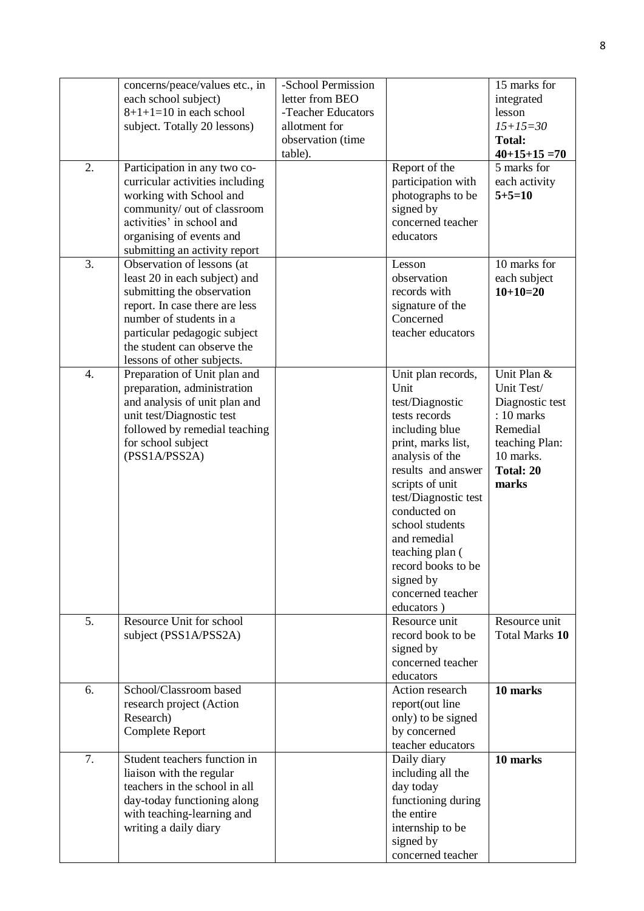| | | | | |
|---|---|---|---|---|
| | concerns/peace/values etc., in each school subject) 8+1+1=10 in each school subject. Totally 20 lessons) | -School Permission letter from BEO<br>-Teacher Educators allotment for observation (time table). | | 15 marks for integrated lesson<br>*15+15=30*<br>**Total: 40+15+15 =70** |
| 2. | Participation in any two co-curricular activities including working with School and community/ out of classroom activities' in school and organising of events and submitting an activity report | | Report of the participation with photographs to be signed by concerned teacher educators | 5 marks for each activity<br>**5+5=10** |
| 3. | Observation of lessons (at least 20 in each subject) and submitting the observation report. In case there are less number of students in a particular pedagogic subject the student can observe the lessons of other subjects. | | Lesson observation records with signature of the Concerned teacher educators | 10 marks for each subject<br>**10+10=20** |
| 4. | Preparation of Unit plan and preparation, administration and analysis of unit plan and unit test/Diagnostic test followed by remedial teaching for school subject (PSS1A/PSS2A) | | Unit plan records, Unit test/Diagnostic tests records including blue print, marks list, analysis of the results and answer scripts of unit test/Diagnostic test conducted on school students and remedial teaching plan ( record books to be signed by concerned teacher educators ) | Unit Plan & Unit Test/ Diagnostic test : 10 marks Remedial teaching Plan: 10 marks.<br>**Total: 20 marks** |
| 5. | Resource Unit for school subject (PSS1A/PSS2A) | | Resource unit record book to be signed by concerned teacher educators | Resource unit Total Marks **10** |
| 6. | School/Classroom based research project (Action Research)<br>Complete Report | | Action research report(out line only) to be signed by concerned teacher educators | **10 marks** |
| 7. | Student teachers function in liaison with the regular teachers in the school in all day-today functioning along with teaching-learning and writing a daily diary | | Daily diary including all the day today functioning during the entire internship to be signed by concerned teacher | **10 marks** |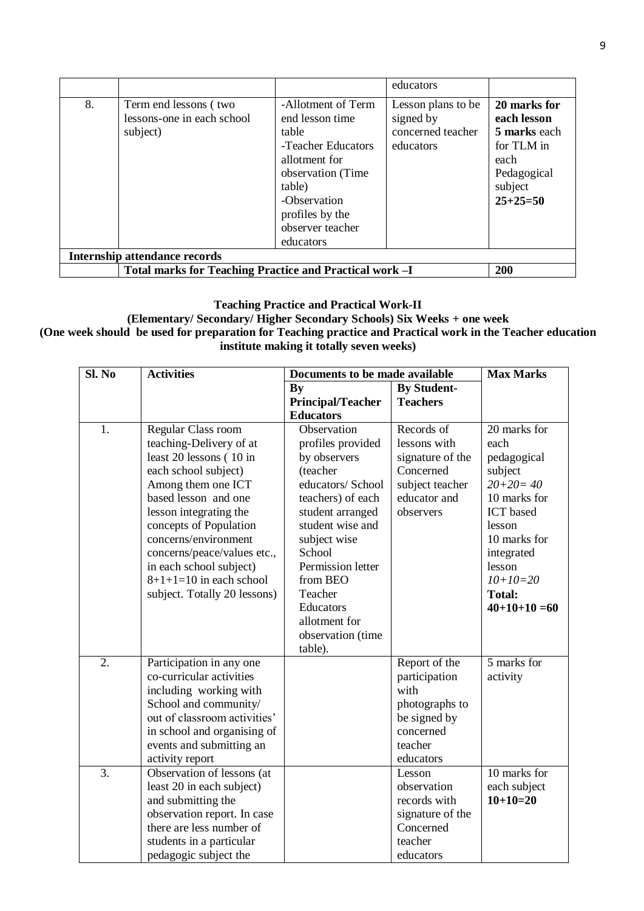| | | | educators | |
|---|---|---|---|---|
| 8. | Term end lessons ( two lessons-one in each school subject) | -Allotment of Term end lesson time table<br>-Teacher Educators allotment for observation (Time table)<br>-Observation profiles by the observer teacher educators | Lesson plans to be signed by concerned teacher educators | **20 marks for each lesson**<br>**5 marks** each for TLM in each Pedagogical subject<br>**25+25=50** |
| **Internship attendance records** | | | | |
| | **Total marks for Teaching Practice and Practical work –I** | | | **200** |

**Teaching Practice and Practical Work-II**
**(Elementary/ Secondary/ Higher Secondary Schools) Six Weeks + one week**
**(One week should be used for preparation for Teaching practice and Practical work in the Teacher education institute making it totally seven weeks)**

| Sl. No | Activities | Documents to be made available | | Max Marks |
|---|---|---|---|---|
| | | **By Principal/Teacher Educators** | **By Student-Teachers** | |
| 1. | Regular Class room teaching-Delivery of at least 20 lessons ( 10 in each school subject) Among them one ICT based lesson and one lesson integrating the concepts of Population concerns/environment concerns/peace/values etc., in each school subject) 8+1+1=10 in each school subject. Totally 20 lessons) | Observation profiles provided by observers (teacher educators/ School teachers) of each student arranged student wise and subject wise School Permission letter from BEO Teacher Educators allotment for observation (time table). | Records of lessons with signature of the Concerned subject teacher educator and observers | 20 marks for each pedagogical subject<br>*20+20= 40*<br>10 marks for ICT based lesson<br>10 marks for integrated lesson<br>*10+10=20*<br>**Total:**<br>**40+10+10 =60** |
| 2. | Participation in any one co-curricular activities including working with School and community/ out of classroom activities' in school and organising of events and submitting an activity report | | Report of the participation with photographs to be signed by concerned teacher educators | 5 marks for activity |
| 3. | Observation of lessons (at least 20 in each subject) and submitting the observation report. In case there are less number of students in a particular pedagogic subject the | | Lesson observation records with signature of the Concerned teacher educators | 10 marks for each subject<br>**10+10=20** |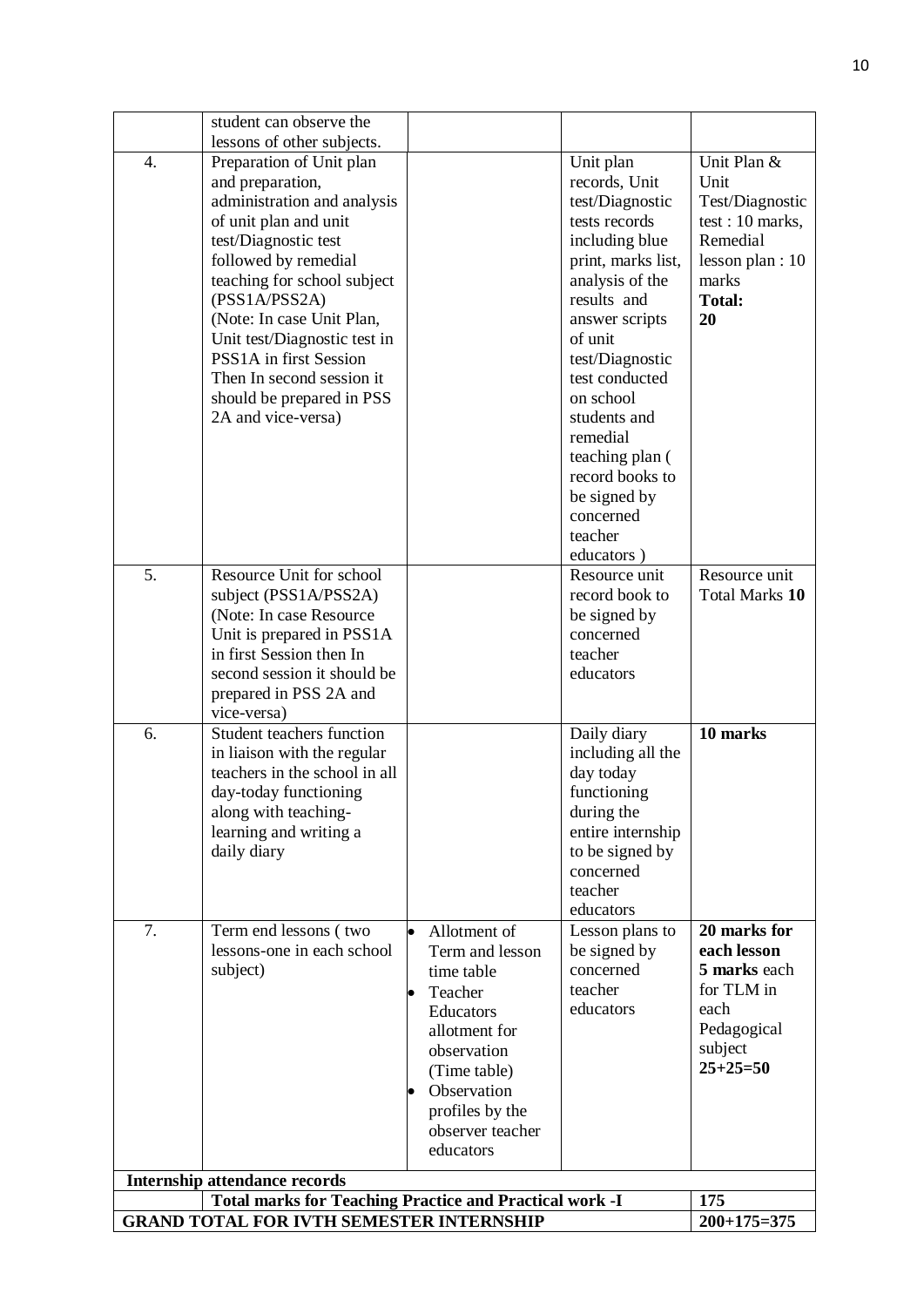| | | | | |
|---|---|---|---|---|
| | student can observe the lessons of other subjects. | | | |
| 4. | Preparation of Unit plan and preparation, administration and analysis of unit plan and unit test/Diagnostic test followed by remedial teaching for school subject (PSS1A/PSS2A) (Note: In case Unit Plan, Unit test/Diagnostic test in PSS1A in first Session Then In second session it should be prepared in PSS 2A and vice-versa) | | Unit plan records, Unit test/Diagnostic tests records including blue print, marks list, analysis of the results and answer scripts of unit test/Diagnostic test conducted on school students and remedial teaching plan ( record books to be signed by concerned teacher educators ) | Unit Plan & Unit Test/Diagnostic test : 10 marks, Remedial lesson plan : 10 marks **Total: 20** |
| 5. | Resource Unit for school subject (PSS1A/PSS2A) (Note: In case Resource Unit is prepared in PSS1A in first Session then In second session it should be prepared in PSS 2A and vice-versa) | | Resource unit record book to be signed by concerned teacher educators | Resource unit Total Marks **10** |
| 6. | Student teachers function in liaison with the regular teachers in the school in all day-today functioning along with teaching-learning and writing a daily diary | | Daily diary including all the day today functioning during the entire internship to be signed by concerned teacher educators | **10 marks** |
| 7. | Term end lessons ( two lessons-one in each school subject) | • Allotment of Term and lesson time table<br>• Teacher Educators allotment for observation (Time table)<br>• Observation profiles by the observer teacher educators | Lesson plans to be signed by concerned teacher educators | **20 marks for each lesson** **5 marks** each for TLM in each Pedagogical subject **25+25=50** |
| **Internship attendance records** | | | | |
| | **Total marks for Teaching Practice and Practical work -I** | | | **175** |
| **GRAND TOTAL FOR IVTH SEMESTER INTERNSHIP** | | | | **200+175=375** |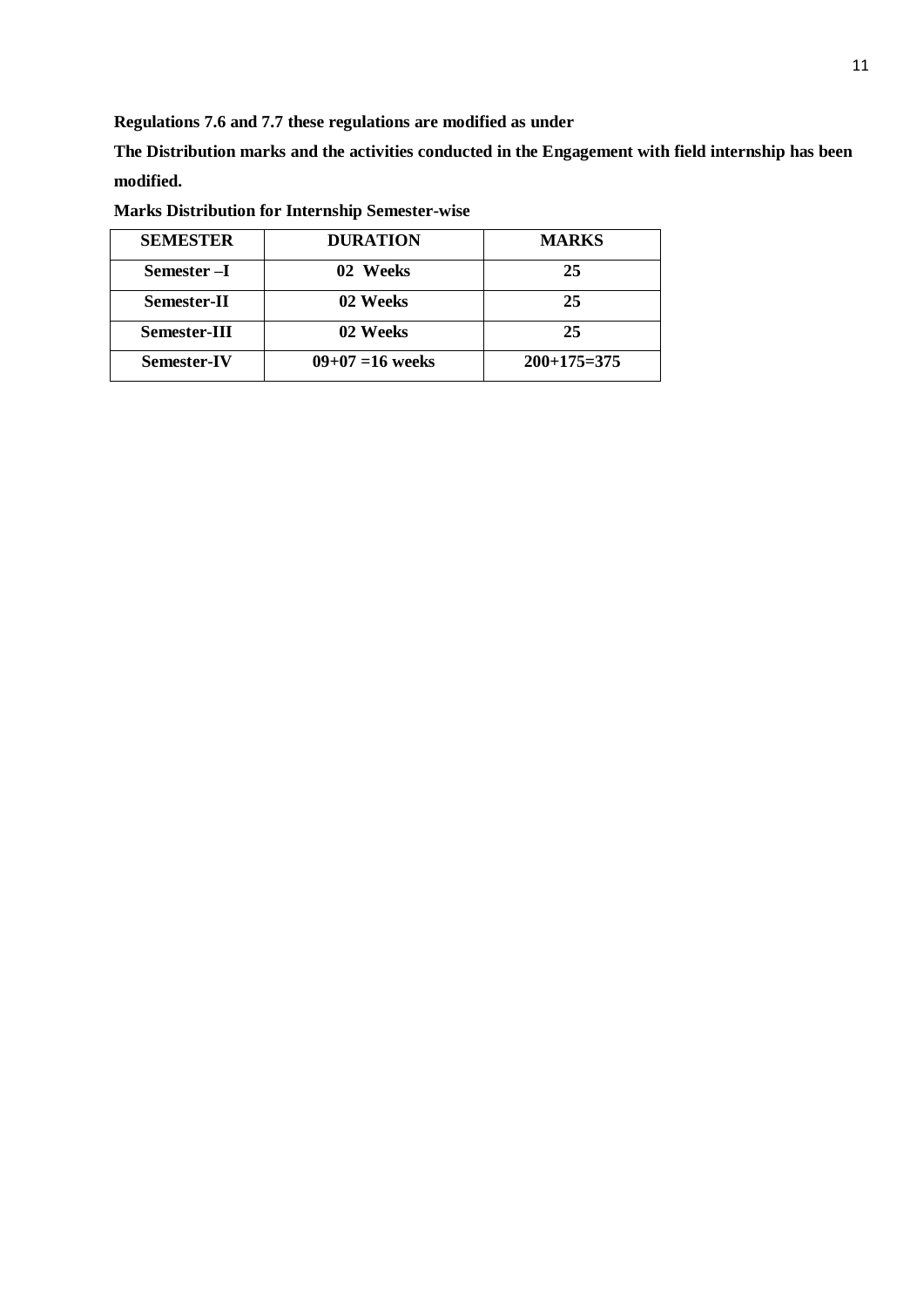**Regulations 7.6 and 7.7 these regulations are modified as under**

**The Distribution marks and the activities conducted in the Engagement with field internship has been modified.**

**Marks Distribution for Internship Semester-wise**

| SEMESTER | DURATION | MARKS |
|---|---|---|
| Semester –I | 02 Weeks | 25 |
| Semester-II | 02 Weeks | 25 |
| Semester-III | 02 Weeks | 25 |
| Semester-IV | 09+07 =16 weeks | 200+175=375 |